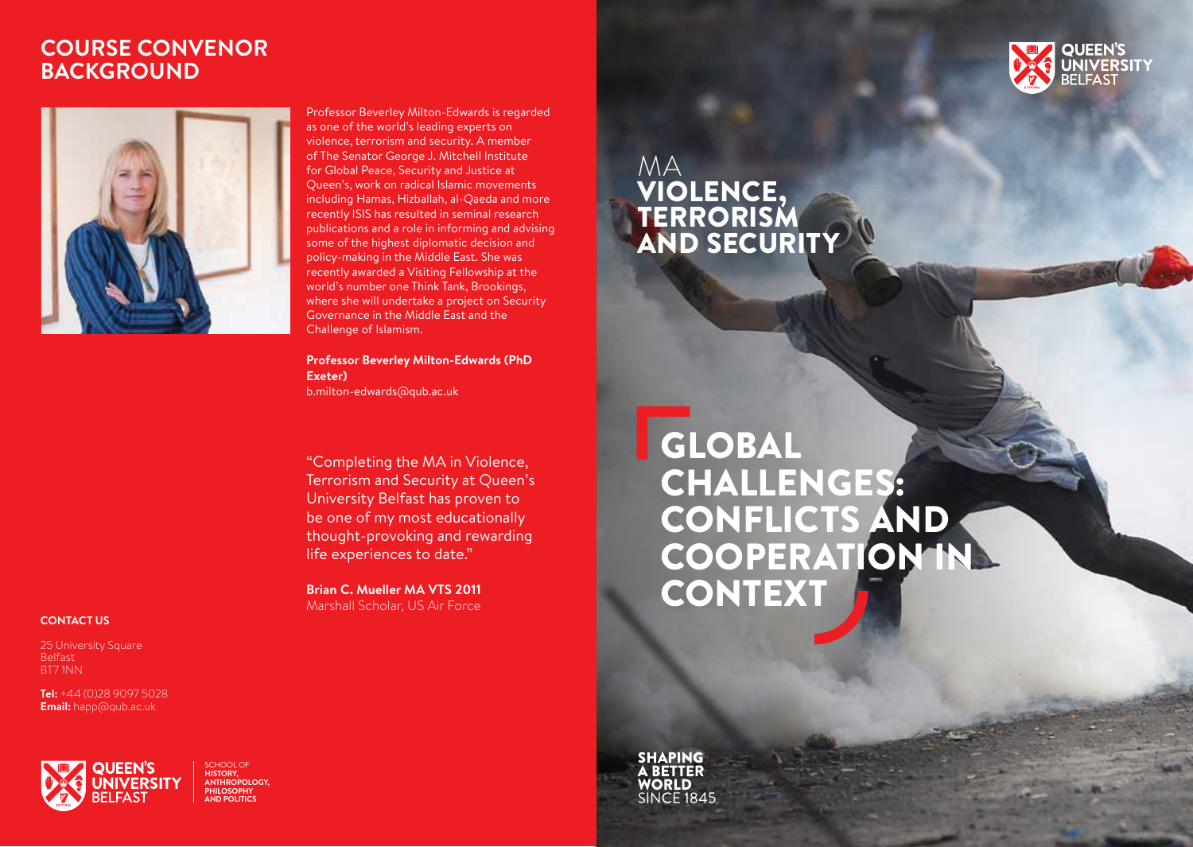## COURSE CONVENOR BACKGROUND

Professor Beverley Milton-Edwards is regarded as one of the world's leading experts on violence, terrorism and security. A member of The Senator George J. Mitchell Institute for Global Peace, Security and Justice at Queen's, work on radical Islamic movements including Hamas, Hizballah, al-Qaeda and more recently ISIS has resulted in seminal research publications and a role in informing and advising some of the highest diplomatic decision and policy-making in the Middle East. She was recently awarded a Visiting Fellowship at the world's number one Think Tank, Brookings, where she will undertake a project on Security Governance in the Middle East and the Challenge of Islamism.

**Professor Beverley Milton-Edwards (PhD Exeter)**
b.milton-edwards@qub.ac.uk

"Completing the MA in Violence, Terrorism and Security at Queen's University Belfast has proven to be one of my most educationally thought-provoking and rewarding life experiences to date."

**Brian C. Mueller MA VTS 2011**
Marshall Scholar, US Air Force

**CONTACT US**

25 University Square
Belfast
BT7 1NN

**Tel:** +44 (0)28 9097 5028
**Email:** happ@qub.ac.uk

QUEEN'S UNIVERSITY BELFAST

SCHOOL OF HISTORY, ANTHROPOLOGY, PHILOSOPHY AND POLITICS

QUEEN'S UNIVERSITY BELFAST

# MA VIOLENCE, TERRORISM AND SECURITY

## GLOBAL CHALLENGES: CONFLICTS AND COOPERATION IN CONTEXT

**SHAPING A BETTER WORLD** SINCE 1845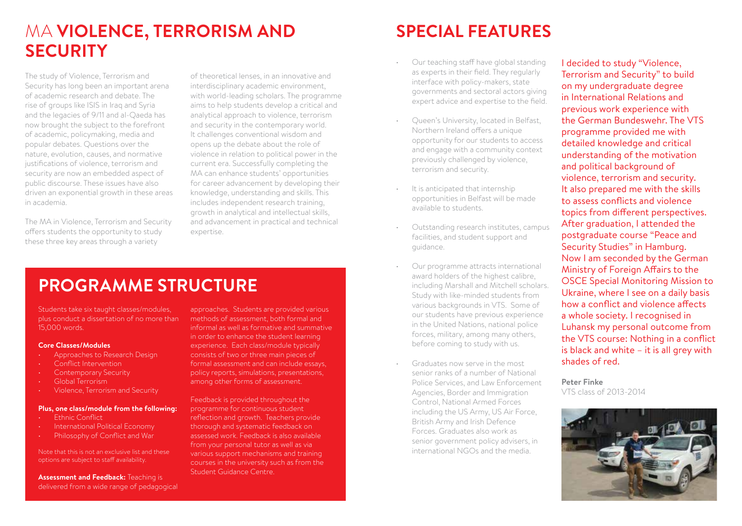# MA **VIOLENCE, TERRORISM AND SECURITY**

The study of Violence, Terrorism and Security has long been an important arena of academic research and debate. The rise of groups like ISIS in Iraq and Syria and the legacies of 9/11 and al-Qaeda has now brought the subject to the forefront of academic, policymaking, media and popular debates. Questions over the nature, evolution, causes, and normative justifications of violence, terrorism and security are now an embedded aspect of public discourse. These issues have also driven an exponential growth in these areas in academia.

The MA in Violence, Terrorism and Security offers students the opportunity to study these three key areas through a variety of theoretical lenses, in an innovative and interdisciplinary academic environment, with world-leading scholars. The programme aims to help students develop a critical and analytical approach to violence, terrorism and security in the contemporary world. It challenges conventional wisdom and opens up the debate about the role of violence in relation to political power in the current era. Successfully completing the MA can enhance students' opportunities for career advancement by developing their knowledge, understanding and skills. This includes independent research training, growth in analytical and intellectual skills, and advancement in practical and technical expertise.

## PROGRAMME STRUCTURE

Students take six taught classes/modules, plus conduct a dissertation of no more than 15,000 words.

**Core Classes/Modules**

- Approaches to Research Design
- Conflict Intervention
- Contemporary Security
- Global Terrorism
- Violence, Terrorism and Security

**Plus, one class/module from the following:**

- Ethnic Conflict
- International Political Economy
- Philosophy of Conflict and War

Note that this is not an exclusive list and these options are subject to staff availability.

**Assessment and Feedback:** Teaching is delivered from a wide range of pedagogical approaches. Students are provided various methods of assessment, both formal and informal as well as formative and summative in order to enhance the student learning experience. Each class/module typically consists of two or three main pieces of formal assessment and can include essays, policy reports, simulations, presentations, among other forms of assessment.

Feedback is provided throughout the programme for continuous student reflection and growth. Teachers provide thorough and systematic feedback on assessed work. Feedback is also available from your personal tutor as well as via various support mechanisms and training courses in the university such as from the Student Guidance Centre.

## SPECIAL FEATURES

- Our teaching staff have global standing as experts in their field. They regularly interface with policy-makers, state governments and sectoral actors giving expert advice and expertise to the field.
- Queen's University, located in Belfast, Northern Ireland offers a unique opportunity for our students to access and engage with a community context previously challenged by violence, terrorism and security.
- It is anticipated that internship opportunities in Belfast will be made available to students.
- Outstanding research institutes, campus facilities, and student support and guidance.
- Our programme attracts international award holders of the highest calibre, including Marshall and Mitchell scholars. Study with like-minded students from various backgrounds in VTS. Some of our students have previous experience in the United Nations, national police forces, military, among many others, before coming to study with us.
- Graduates now serve in the most senior ranks of a number of National Police Services, and Law Enforcement Agencies, Border and Immigration Control, National Armed Forces including the US Army, US Air Force, British Army and Irish Defence Forces. Graduates also work as senior government policy advisers, in international NGOs and the media.

I decided to study "Violence, Terrorism and Security" to build on my undergraduate degree in International Relations and previous work experience with the German Bundeswehr. The VTS programme provided me with detailed knowledge and critical understanding of the motivation and political background of violence, terrorism and security. It also prepared me with the skills to assess conflicts and violence topics from different perspectives. After graduation, I attended the postgraduate course "Peace and Security Studies" in Hamburg. Now I am seconded by the German Ministry of Foreign Affairs to the OSCE Special Monitoring Mission to Ukraine, where I see on a daily basis how a conflict and violence affects a whole society. I recognised in Luhansk my personal outcome from the VTS course: Nothing in a conflict is black and white – it is all grey with shades of red.

**Peter Finke**
VTS class of 2013-2014